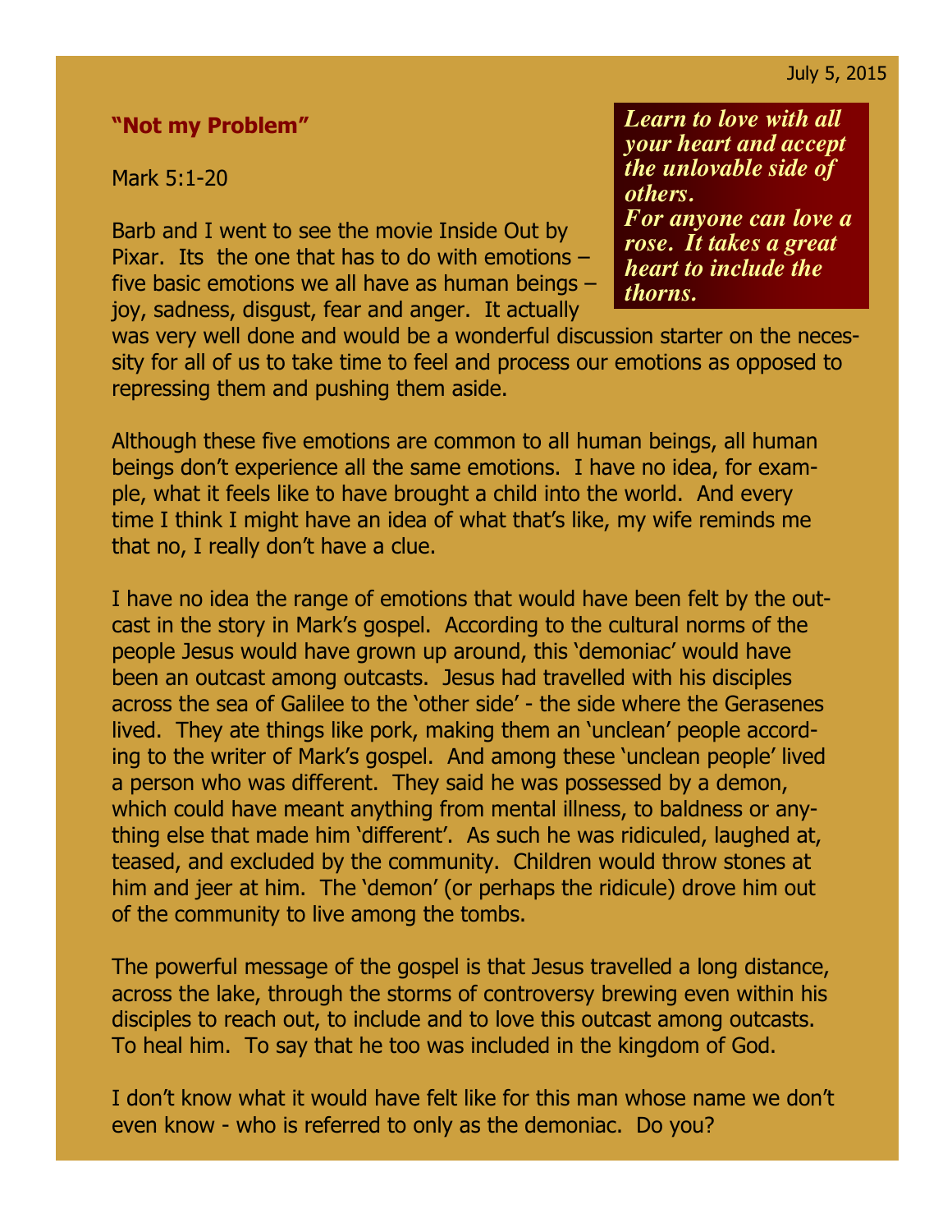July 5, 2015

## "Not my Problem"

Mark 5:1-20

***Learn to love with all your heart and accept the unlovable side of others.***
***For anyone can love a rose. It takes a great heart to include the thorns.***

Barb and I went to see the movie Inside Out by Pixar. Its the one that has to do with emotions – five basic emotions we all have as human beings – joy, sadness, disgust, fear and anger. It actually was very well done and would be a wonderful discussion starter on the necessity for all of us to take time to feel and process our emotions as opposed to repressing them and pushing them aside.

Although these five emotions are common to all human beings, all human beings don't experience all the same emotions. I have no idea, for example, what it feels like to have brought a child into the world. And every time I think I might have an idea of what that's like, my wife reminds me that no, I really don't have a clue.

I have no idea the range of emotions that would have been felt by the outcast in the story in Mark's gospel. According to the cultural norms of the people Jesus would have grown up around, this 'demoniac' would have been an outcast among outcasts. Jesus had travelled with his disciples across the sea of Galilee to the 'other side' - the side where the Gerasenes lived. They ate things like pork, making them an 'unclean' people according to the writer of Mark's gospel. And among these 'unclean people' lived a person who was different. They said he was possessed by a demon, which could have meant anything from mental illness, to baldness or anything else that made him 'different'. As such he was ridiculed, laughed at, teased, and excluded by the community. Children would throw stones at him and jeer at him. The 'demon' (or perhaps the ridicule) drove him out of the community to live among the tombs.

The powerful message of the gospel is that Jesus travelled a long distance, across the lake, through the storms of controversy brewing even within his disciples to reach out, to include and to love this outcast among outcasts. To heal him. To say that he too was included in the kingdom of God.

I don't know what it would have felt like for this man whose name we don't even know - who is referred to only as the demoniac. Do you?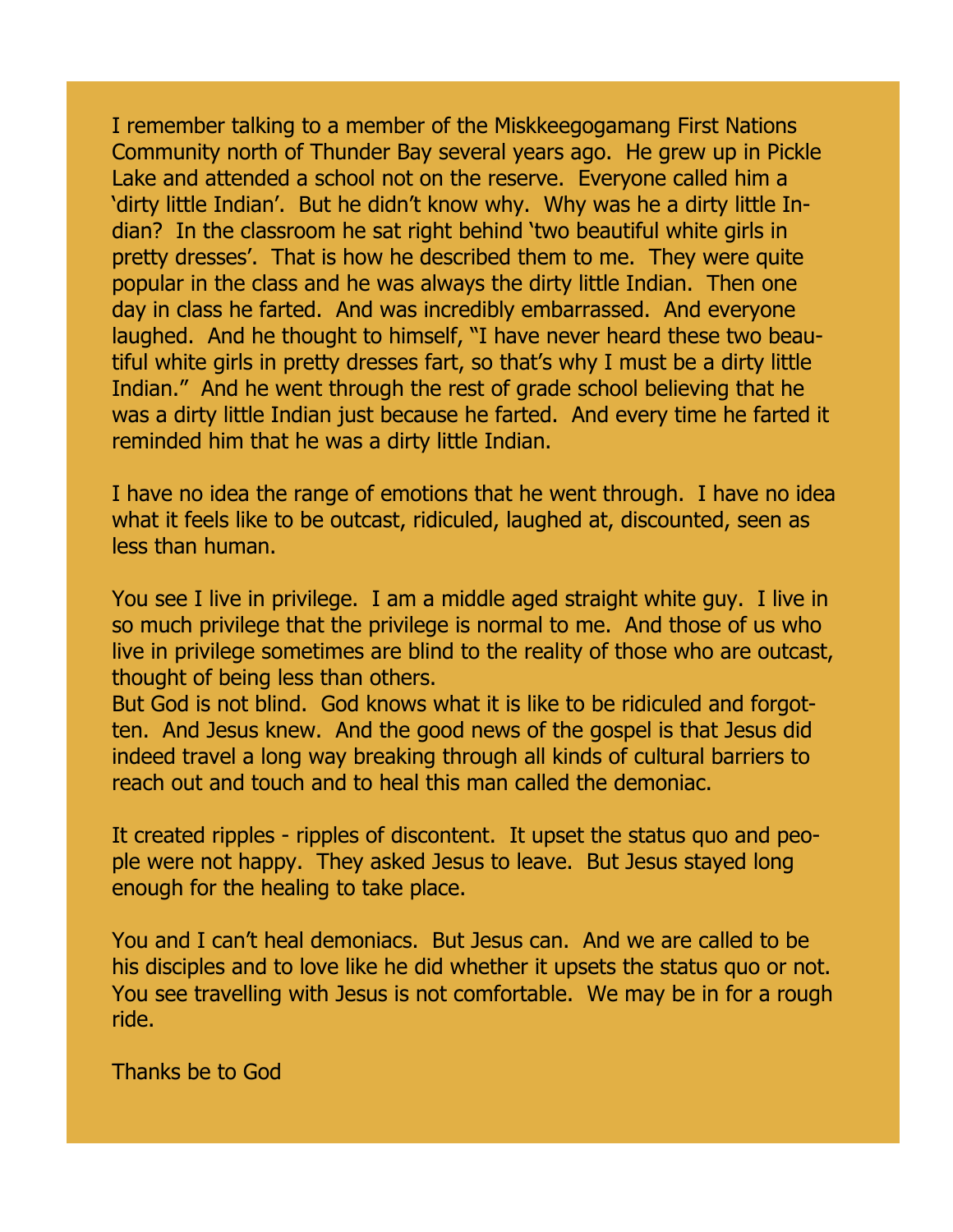I remember talking to a member of the Miskkeegogamang First Nations Community north of Thunder Bay several years ago. He grew up in Pickle Lake and attended a school not on the reserve. Everyone called him a 'dirty little Indian'. But he didn't know why. Why was he a dirty little Indian? In the classroom he sat right behind 'two beautiful white girls in pretty dresses'. That is how he described them to me. They were quite popular in the class and he was always the dirty little Indian. Then one day in class he farted. And was incredibly embarrassed. And everyone laughed. And he thought to himself, "I have never heard these two beautiful white girls in pretty dresses fart, so that's why I must be a dirty little Indian." And he went through the rest of grade school believing that he was a dirty little Indian just because he farted. And every time he farted it reminded him that he was a dirty little Indian.

I have no idea the range of emotions that he went through. I have no idea what it feels like to be outcast, ridiculed, laughed at, discounted, seen as less than human.

You see I live in privilege. I am a middle aged straight white guy. I live in so much privilege that the privilege is normal to me. And those of us who live in privilege sometimes are blind to the reality of those who are outcast, thought of being less than others.
But God is not blind. God knows what it is like to be ridiculed and forgotten. And Jesus knew. And the good news of the gospel is that Jesus did indeed travel a long way breaking through all kinds of cultural barriers to reach out and touch and to heal this man called the demoniac.

It created ripples - ripples of discontent. It upset the status quo and people were not happy. They asked Jesus to leave. But Jesus stayed long enough for the healing to take place.

You and I can't heal demoniacs. But Jesus can. And we are called to be his disciples and to love like he did whether it upsets the status quo or not. You see travelling with Jesus is not comfortable. We may be in for a rough ride.

Thanks be to God